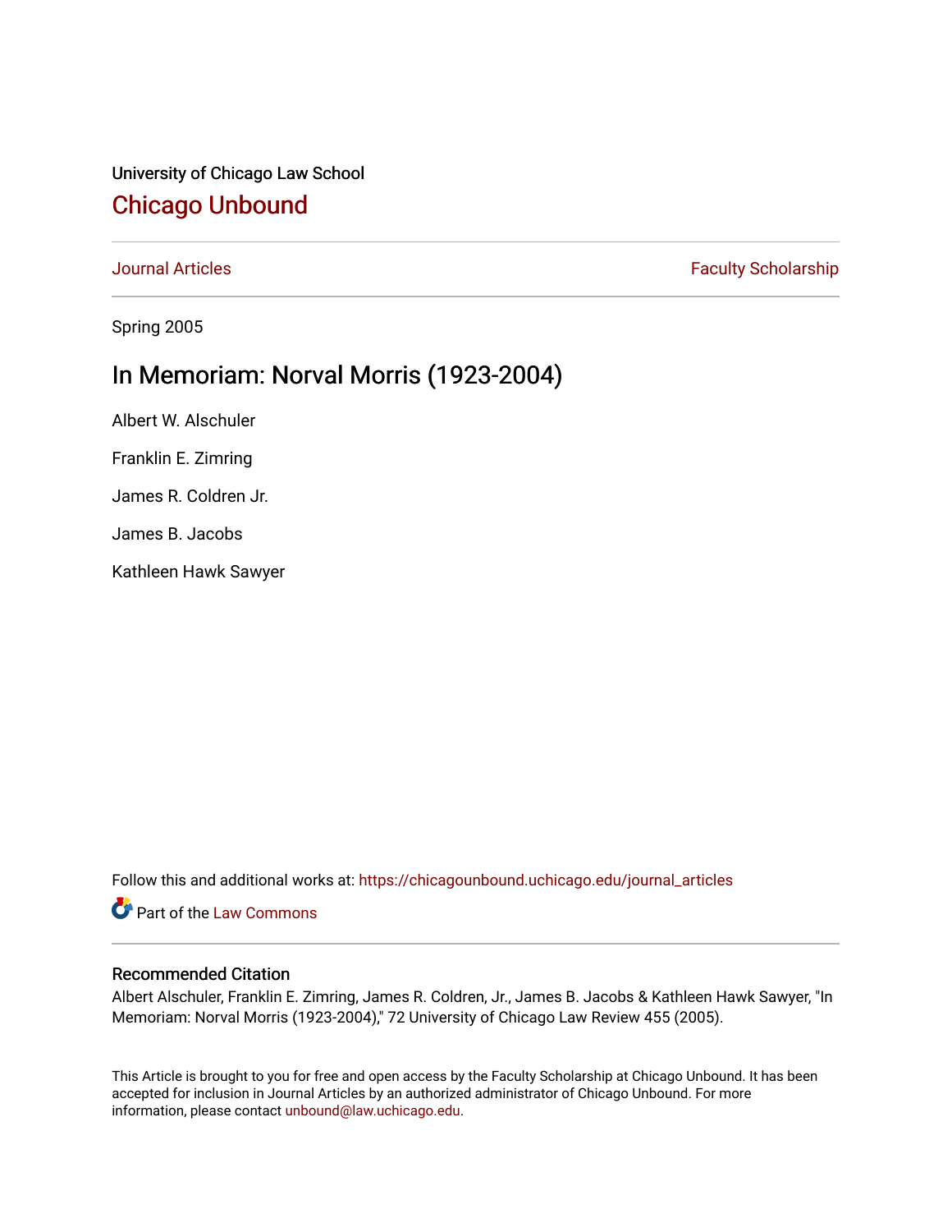University of Chicago Law School

# Chicago Unbound

Journal Articles | Faculty Scholarship

Spring 2005

## In Memoriam: Norval Morris (1923-2004)

Albert W. Alschuler

Franklin E. Zimring

James R. Coldren Jr.

James B. Jacobs

Kathleen Hawk Sawyer

Follow this and additional works at: https://chicagounbound.uchicago.edu/journal_articles

Part of the Law Commons

### Recommended Citation

Albert Alschuler, Franklin E. Zimring, James R. Coldren, Jr., James B. Jacobs & Kathleen Hawk Sawyer, "In Memoriam: Norval Morris (1923-2004)," 72 University of Chicago Law Review 455 (2005).

This Article is brought to you for free and open access by the Faculty Scholarship at Chicago Unbound. It has been accepted for inclusion in Journal Articles by an authorized administrator of Chicago Unbound. For more information, please contact unbound@law.uchicago.edu.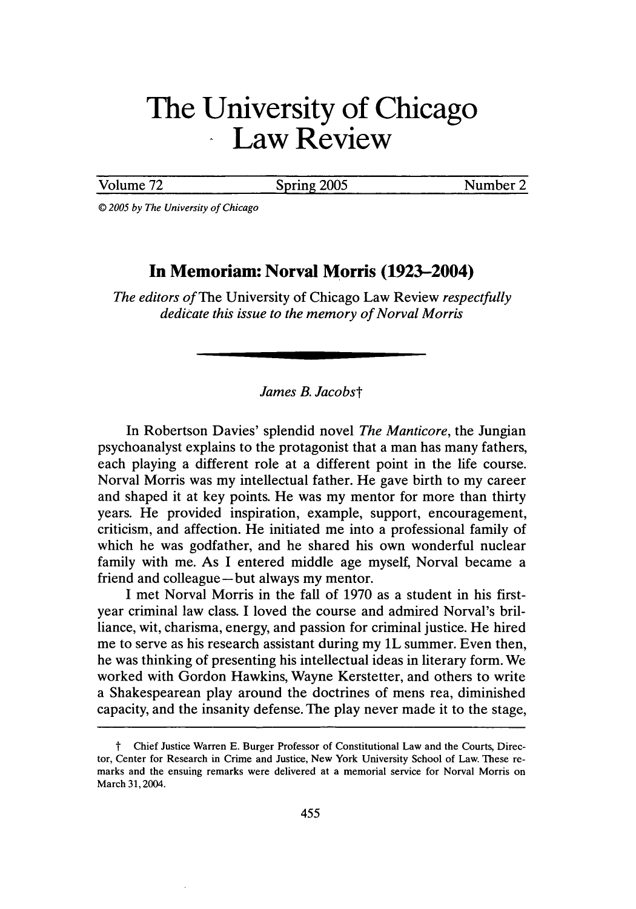# The University of Chicago Law Review

Volume 72 | Spring 2005 | Number 2

© 2005 by The University of Chicago

## In Memoriam: Norval Morris (1923–2004)

*The editors of* The University of Chicago Law Review *respectfully dedicate this issue to the memory of Norval Morris*

*James B. Jacobs*†

In Robertson Davies' splendid novel *The Manticore*, the Jungian psychoanalyst explains to the protagonist that a man has many fathers, each playing a different role at a different point in the life course. Norval Morris was my intellectual father. He gave birth to my career and shaped it at key points. He was my mentor for more than thirty years. He provided inspiration, example, support, encouragement, criticism, and affection. He initiated me into a professional family of which he was godfather, and he shared his own wonderful nuclear family with me. As I entered middle age myself, Norval became a friend and colleague—but always my mentor.

I met Norval Morris in the fall of 1970 as a student in his first-year criminal law class. I loved the course and admired Norval's brilliance, wit, charisma, energy, and passion for criminal justice. He hired me to serve as his research assistant during my 1L summer. Even then, he was thinking of presenting his intellectual ideas in literary form. We worked with Gordon Hawkins, Wayne Kerstetter, and others to write a Shakespearean play around the doctrines of mens rea, diminished capacity, and the insanity defense. The play never made it to the stage,

† Chief Justice Warren E. Burger Professor of Constitutional Law and the Courts, Director, Center for Research in Crime and Justice, New York University School of Law. These remarks and the ensuing remarks were delivered at a memorial service for Norval Morris on March 31, 2004.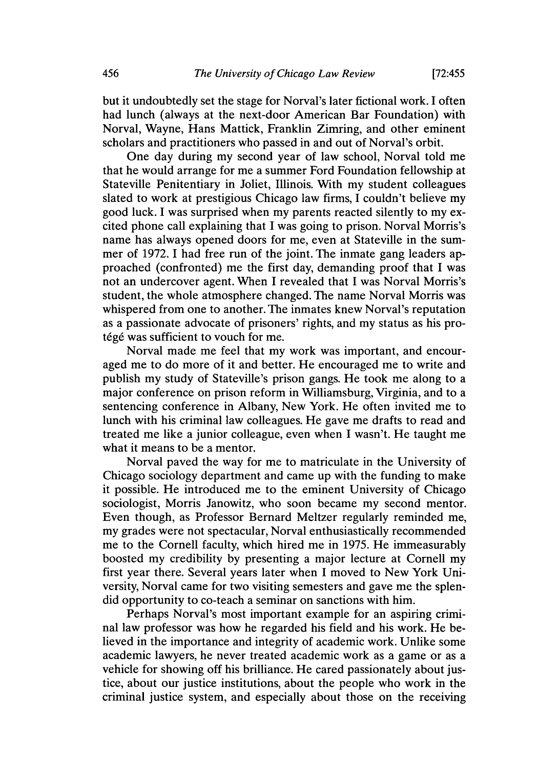but it undoubtedly set the stage for Norval's later fictional work. I often had lunch (always at the next-door American Bar Foundation) with Norval, Wayne, Hans Mattick, Franklin Zimring, and other eminent scholars and practitioners who passed in and out of Norval's orbit.

One day during my second year of law school, Norval told me that he would arrange for me a summer Ford Foundation fellowship at Stateville Penitentiary in Joliet, Illinois. With my student colleagues slated to work at prestigious Chicago law firms, I couldn't believe my good luck. I was surprised when my parents reacted silently to my excited phone call explaining that I was going to prison. Norval Morris's name has always opened doors for me, even at Stateville in the summer of 1972. I had free run of the joint. The inmate gang leaders approached (confronted) me the first day, demanding proof that I was not an undercover agent. When I revealed that I was Norval Morris's student, the whole atmosphere changed. The name Norval Morris was whispered from one to another. The inmates knew Norval's reputation as a passionate advocate of prisoners' rights, and my status as his protégé was sufficient to vouch for me.

Norval made me feel that my work was important, and encouraged me to do more of it and better. He encouraged me to write and publish my study of Stateville's prison gangs. He took me along to a major conference on prison reform in Williamsburg, Virginia, and to a sentencing conference in Albany, New York. He often invited me to lunch with his criminal law colleagues. He gave me drafts to read and treated me like a junior colleague, even when I wasn't. He taught me what it means to be a mentor.

Norval paved the way for me to matriculate in the University of Chicago sociology department and came up with the funding to make it possible. He introduced me to the eminent University of Chicago sociologist, Morris Janowitz, who soon became my second mentor. Even though, as Professor Bernard Meltzer regularly reminded me, my grades were not spectacular, Norval enthusiastically recommended me to the Cornell faculty, which hired me in 1975. He immeasurably boosted my credibility by presenting a major lecture at Cornell my first year there. Several years later when I moved to New York University, Norval came for two visiting semesters and gave me the splendid opportunity to co-teach a seminar on sanctions with him.

Perhaps Norval's most important example for an aspiring criminal law professor was how he regarded his field and his work. He believed in the importance and integrity of academic work. Unlike some academic lawyers, he never treated academic work as a game or as a vehicle for showing off his brilliance. He cared passionately about justice, about our justice institutions, about the people who work in the criminal justice system, and especially about those on the receiving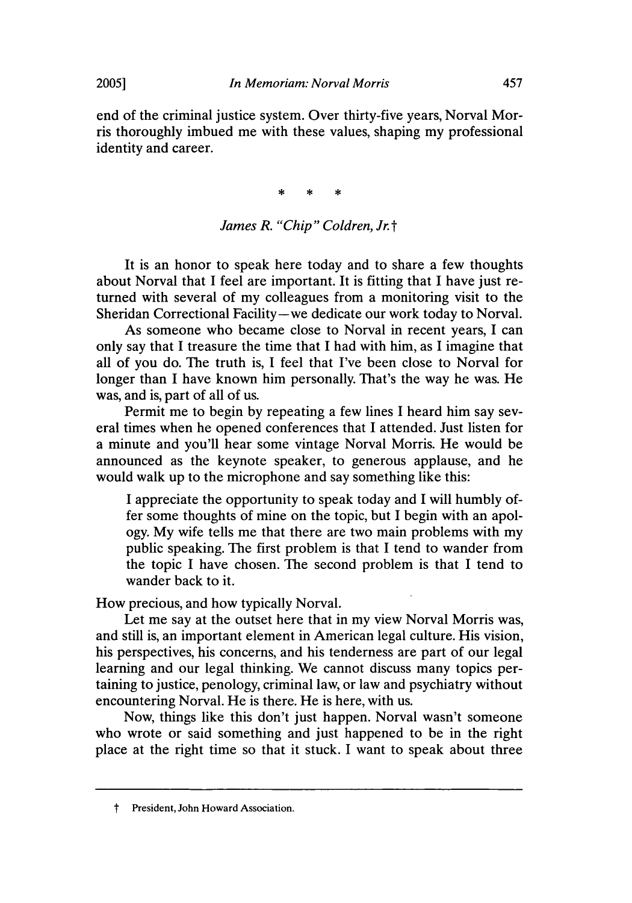end of the criminal justice system. Over thirty-five years, Norval Morris thoroughly imbued me with these values, shaping my professional identity and career.

\* \* \*

*James R. "Chip" Coldren, Jr.*†

It is an honor to speak here today and to share a few thoughts about Norval that I feel are important. It is fitting that I have just returned with several of my colleagues from a monitoring visit to the Sheridan Correctional Facility—we dedicate our work today to Norval.

As someone who became close to Norval in recent years, I can only say that I treasure the time that I had with him, as I imagine that all of you do. The truth is, I feel that I've been close to Norval for longer than I have known him personally. That's the way he was. He was, and is, part of all of us.

Permit me to begin by repeating a few lines I heard him say several times when he opened conferences that I attended. Just listen for a minute and you'll hear some vintage Norval Morris. He would be announced as the keynote speaker, to generous applause, and he would walk up to the microphone and say something like this:

> I appreciate the opportunity to speak today and I will humbly offer some thoughts of mine on the topic, but I begin with an apology. My wife tells me that there are two main problems with my public speaking. The first problem is that I tend to wander from the topic I have chosen. The second problem is that I tend to wander back to it.

How precious, and how typically Norval.

Let me say at the outset here that in my view Norval Morris was, and still is, an important element in American legal culture. His vision, his perspectives, his concerns, and his tenderness are part of our legal learning and our legal thinking. We cannot discuss many topics pertaining to justice, penology, criminal law, or law and psychiatry without encountering Norval. He is there. He is here, with us.

Now, things like this don't just happen. Norval wasn't someone who wrote or said something and just happened to be in the right place at the right time so that it stuck. I want to speak about three

† President, John Howard Association.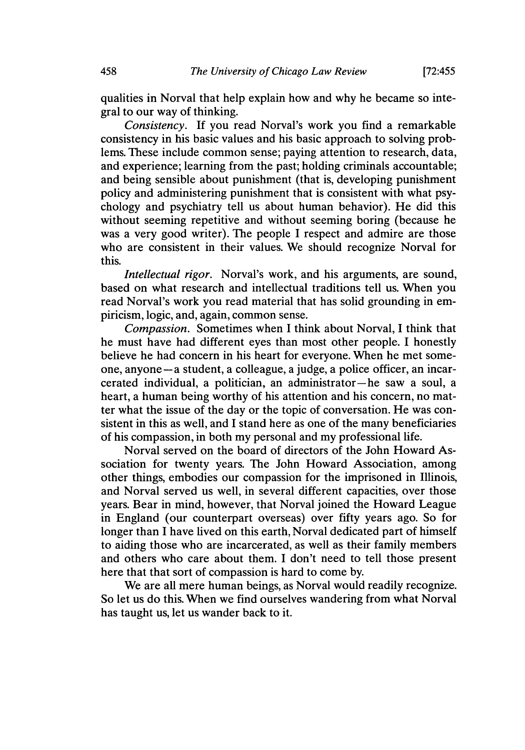qualities in Norval that help explain how and why he became so integral to our way of thinking.

*Consistency*. If you read Norval's work you find a remarkable consistency in his basic values and his basic approach to solving problems. These include common sense; paying attention to research, data, and experience; learning from the past; holding criminals accountable; and being sensible about punishment (that is, developing punishment policy and administering punishment that is consistent with what psychology and psychiatry tell us about human behavior). He did this without seeming repetitive and without seeming boring (because he was a very good writer). The people I respect and admire are those who are consistent in their values. We should recognize Norval for this.

*Intellectual rigor*. Norval's work, and his arguments, are sound, based on what research and intellectual traditions tell us. When you read Norval's work you read material that has solid grounding in empiricism, logic, and, again, common sense.

*Compassion*. Sometimes when I think about Norval, I think that he must have had different eyes than most other people. I honestly believe he had concern in his heart for everyone. When he met someone, anyone—a student, a colleague, a judge, a police officer, an incarcerated individual, a politician, an administrator—he saw a soul, a heart, a human being worthy of his attention and his concern, no matter what the issue of the day or the topic of conversation. He was consistent in this as well, and I stand here as one of the many beneficiaries of his compassion, in both my personal and my professional life.

Norval served on the board of directors of the John Howard Association for twenty years. The John Howard Association, among other things, embodies our compassion for the imprisoned in Illinois, and Norval served us well, in several different capacities, over those years. Bear in mind, however, that Norval joined the Howard League in England (our counterpart overseas) over fifty years ago. So for longer than I have lived on this earth, Norval dedicated part of himself to aiding those who are incarcerated, as well as their family members and others who care about them. I don't need to tell those present here that that sort of compassion is hard to come by.

We are all mere human beings, as Norval would readily recognize. So let us do this. When we find ourselves wandering from what Norval has taught us, let us wander back to it.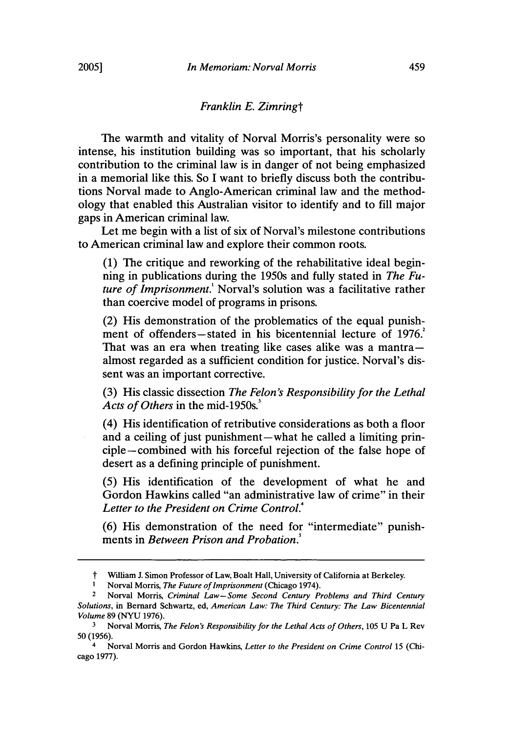*Franklin E. Zimring*†

The warmth and vitality of Norval Morris's personality were so intense, his institution building was so important, that his scholarly contribution to the criminal law is in danger of not being emphasized in a memorial like this. So I want to briefly discuss both the contributions Norval made to Anglo-American criminal law and the methodology that enabled this Australian visitor to identify and to fill major gaps in American criminal law.

Let me begin with a list of six of Norval's milestone contributions to American criminal law and explore their common roots.

> (1) The critique and reworking of the rehabilitative ideal beginning in publications during the 1950s and fully stated in *The Future of Imprisonment*.[1] Norval's solution was a facilitative rather than coercive model of programs in prisons.
>
> (2) His demonstration of the problematics of the equal punishment of offenders—stated in his bicentennial lecture of 1976.[2] That was an era when treating like cases alike was a mantra—almost regarded as a sufficient condition for justice. Norval's dissent was an important corrective.
>
> (3) His classic dissection *The Felon's Responsibility for the Lethal Acts of Others* in the mid-1950s.[3]
>
> (4) His identification of retributive considerations as both a floor and a ceiling of just punishment—what he called a limiting principle—combined with his forceful rejection of the false hope of desert as a defining principle of punishment.
>
> (5) His identification of the development of what he and Gordon Hawkins called "an administrative law of crime" in their *Letter to the President on Crime Control*.[4]
>
> (6) His demonstration of the need for "intermediate" punishments in *Between Prison and Probation*.[5]

---

† William J. Simon Professor of Law, Boalt Hall, University of California at Berkeley.

1 Norval Morris, *The Future of Imprisonment* (Chicago 1974).

2 Norval Morris, *Criminal Law—Some Second Century Problems and Third Century Solutions*, in Bernard Schwartz, ed, *American Law: The Third Century: The Law Bicentennial Volume* 89 (NYU 1976).

3 Norval Morris, *The Felon's Responsibility for the Lethal Acts of Others*, 105 U Pa L Rev 50 (1956).

4 Norval Morris and Gordon Hawkins, *Letter to the President on Crime Control* 15 (Chicago 1977).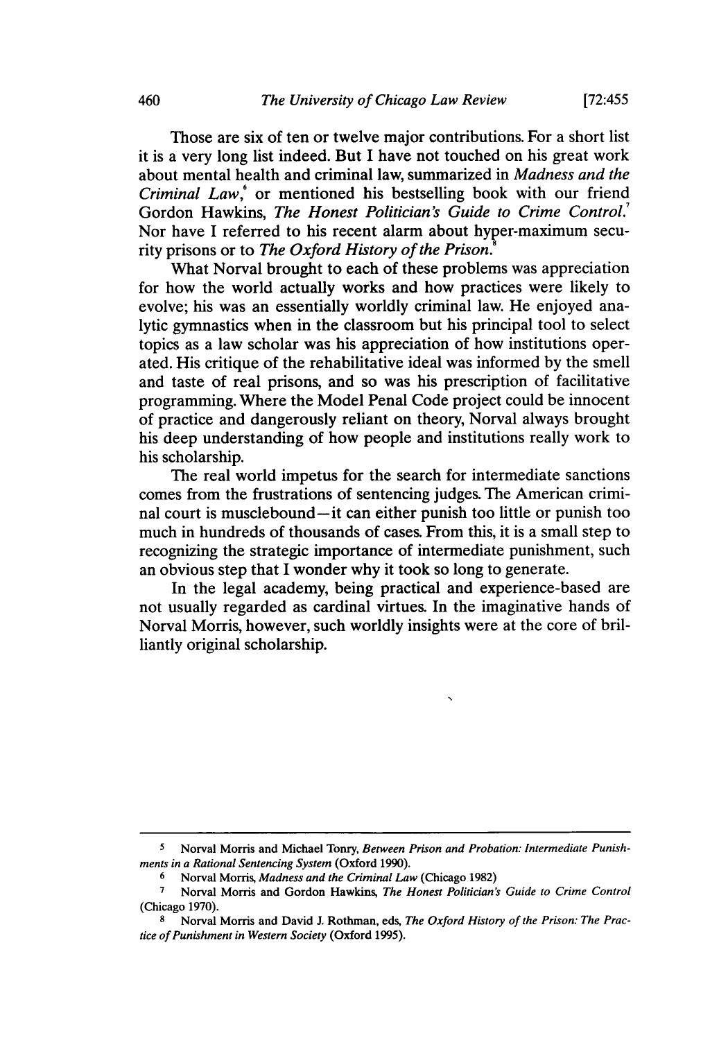Those are six of ten or twelve major contributions. For a short list it is a very long list indeed. But I have not touched on his great work about mental health and criminal law, summarized in *Madness and the Criminal Law*,[6] or mentioned his bestselling book with our friend Gordon Hawkins, *The Honest Politician's Guide to Crime Control*.[7] Nor have I referred to his recent alarm about hyper-maximum security prisons or to *The Oxford History of the Prison*.[8]

What Norval brought to each of these problems was appreciation for how the world actually works and how practices were likely to evolve; his was an essentially worldly criminal law. He enjoyed analytic gymnastics when in the classroom but his principal tool to select topics as a law scholar was his appreciation of how institutions operated. His critique of the rehabilitative ideal was informed by the smell and taste of real prisons, and so was his prescription of facilitative programming. Where the Model Penal Code project could be innocent of practice and dangerously reliant on theory, Norval always brought his deep understanding of how people and institutions really work to his scholarship.

The real world impetus for the search for intermediate sanctions comes from the frustrations of sentencing judges. The American criminal court is musclebound—it can either punish too little or punish too much in hundreds of thousands of cases. From this, it is a small step to recognizing the strategic importance of intermediate punishment, such an obvious step that I wonder why it took so long to generate.

In the legal academy, being practical and experience-based are not usually regarded as cardinal virtues. In the imaginative hands of Norval Morris, however, such worldly insights were at the core of brilliantly original scholarship.

---

5 Norval Morris and Michael Tonry, *Between Prison and Probation: Intermediate Punishments in a Rational Sentencing System* (Oxford 1990).

6 Norval Morris, *Madness and the Criminal Law* (Chicago 1982)

7 Norval Morris and Gordon Hawkins, *The Honest Politician's Guide to Crime Control* (Chicago 1970).

8 Norval Morris and David J. Rothman, eds, *The Oxford History of the Prison: The Practice of Punishment in Western Society* (Oxford 1995).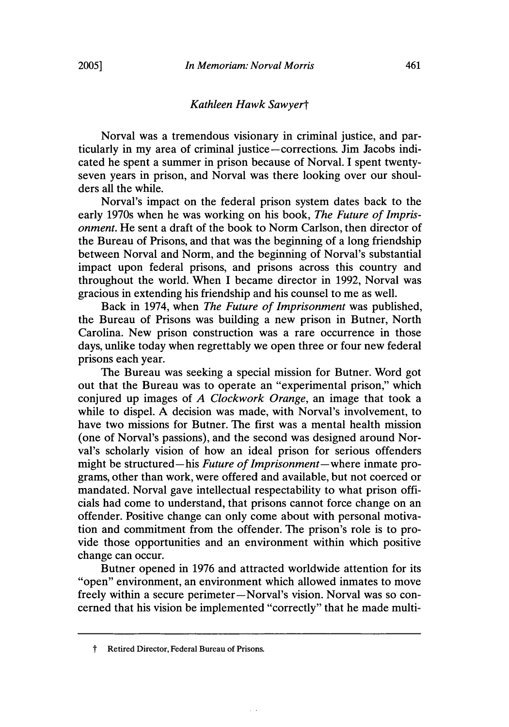*Kathleen Hawk Sawyer*†

Norval was a tremendous visionary in criminal justice, and particularly in my area of criminal justice—corrections. Jim Jacobs indicated he spent a summer in prison because of Norval. I spent twenty-seven years in prison, and Norval was there looking over our shoulders all the while.

Norval's impact on the federal prison system dates back to the early 1970s when he was working on his book, *The Future of Imprisonment*. He sent a draft of the book to Norm Carlson, then director of the Bureau of Prisons, and that was the beginning of a long friendship between Norval and Norm, and the beginning of Norval's substantial impact upon federal prisons, and prisons across this country and throughout the world. When I became director in 1992, Norval was gracious in extending his friendship and his counsel to me as well.

Back in 1974, when *The Future of Imprisonment* was published, the Bureau of Prisons was building a new prison in Butner, North Carolina. New prison construction was a rare occurrence in those days, unlike today when regrettably we open three or four new federal prisons each year.

The Bureau was seeking a special mission for Butner. Word got out that the Bureau was to operate an "experimental prison," which conjured up images of *A Clockwork Orange*, an image that took a while to dispel. A decision was made, with Norval's involvement, to have two missions for Butner. The first was a mental health mission (one of Norval's passions), and the second was designed around Norval's scholarly vision of how an ideal prison for serious offenders might be structured—his *Future of Imprisonment*—where inmate programs, other than work, were offered and available, but not coerced or mandated. Norval gave intellectual respectability to what prison officials had come to understand, that prisons cannot force change on an offender. Positive change can only come about with personal motivation and commitment from the offender. The prison's role is to provide those opportunities and an environment within which positive change can occur.

Butner opened in 1976 and attracted worldwide attention for its "open" environment, an environment which allowed inmates to move freely within a secure perimeter—Norval's vision. Norval was so concerned that his vision be implemented "correctly" that he made multi-

† Retired Director, Federal Bureau of Prisons.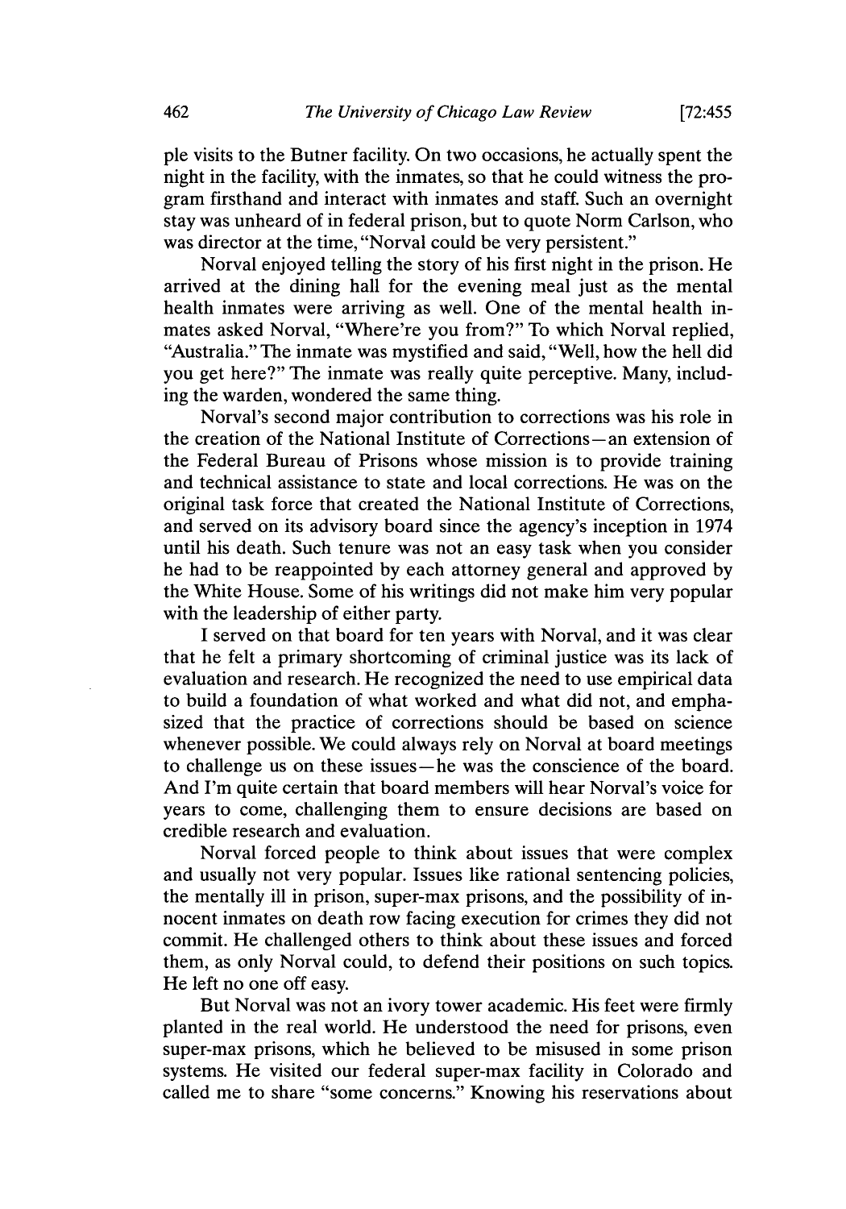ple visits to the Butner facility. On two occasions, he actually spent the night in the facility, with the inmates, so that he could witness the program firsthand and interact with inmates and staff. Such an overnight stay was unheard of in federal prison, but to quote Norm Carlson, who was director at the time, "Norval could be very persistent."

Norval enjoyed telling the story of his first night in the prison. He arrived at the dining hall for the evening meal just as the mental health inmates were arriving as well. One of the mental health inmates asked Norval, "Where're you from?" To which Norval replied, "Australia." The inmate was mystified and said, "Well, how the hell did you get here?" The inmate was really quite perceptive. Many, including the warden, wondered the same thing.

Norval's second major contribution to corrections was his role in the creation of the National Institute of Corrections—an extension of the Federal Bureau of Prisons whose mission is to provide training and technical assistance to state and local corrections. He was on the original task force that created the National Institute of Corrections, and served on its advisory board since the agency's inception in 1974 until his death. Such tenure was not an easy task when you consider he had to be reappointed by each attorney general and approved by the White House. Some of his writings did not make him very popular with the leadership of either party.

I served on that board for ten years with Norval, and it was clear that he felt a primary shortcoming of criminal justice was its lack of evaluation and research. He recognized the need to use empirical data to build a foundation of what worked and what did not, and emphasized that the practice of corrections should be based on science whenever possible. We could always rely on Norval at board meetings to challenge us on these issues—he was the conscience of the board. And I'm quite certain that board members will hear Norval's voice for years to come, challenging them to ensure decisions are based on credible research and evaluation.

Norval forced people to think about issues that were complex and usually not very popular. Issues like rational sentencing policies, the mentally ill in prison, super-max prisons, and the possibility of innocent inmates on death row facing execution for crimes they did not commit. He challenged others to think about these issues and forced them, as only Norval could, to defend their positions on such topics. He left no one off easy.

But Norval was not an ivory tower academic. His feet were firmly planted in the real world. He understood the need for prisons, even super-max prisons, which he believed to be misused in some prison systems. He visited our federal super-max facility in Colorado and called me to share "some concerns." Knowing his reservations about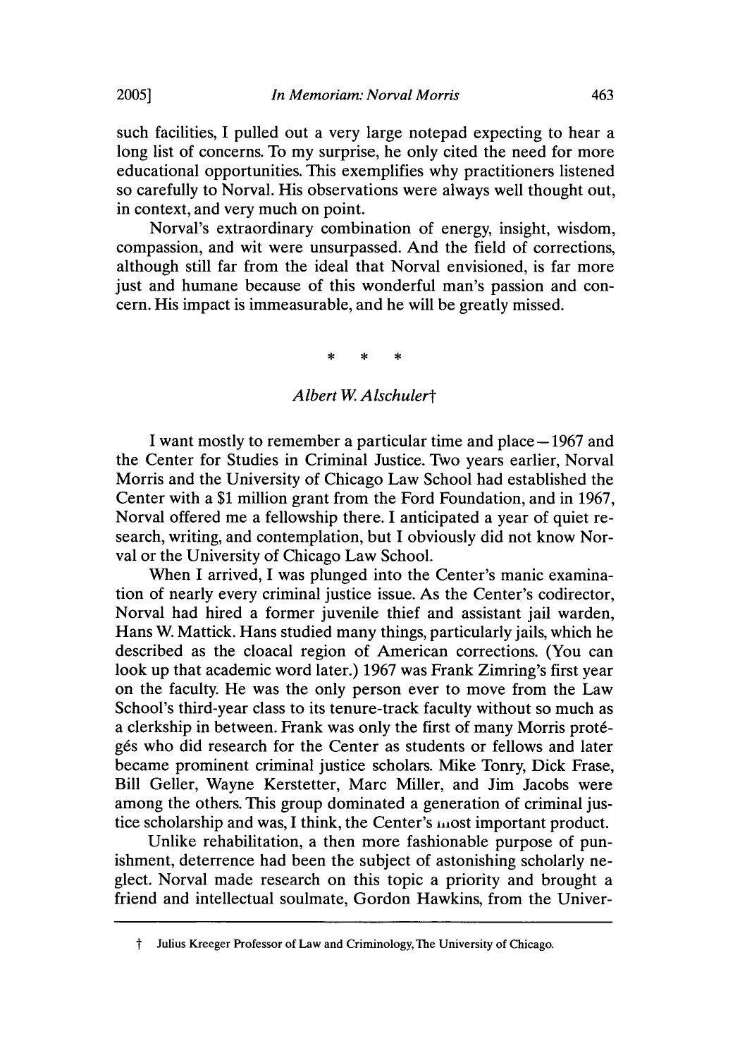such facilities, I pulled out a very large notepad expecting to hear a long list of concerns. To my surprise, he only cited the need for more educational opportunities. This exemplifies why practitioners listened so carefully to Norval. His observations were always well thought out, in context, and very much on point.

Norval's extraordinary combination of energy, insight, wisdom, compassion, and wit were unsurpassed. And the field of corrections, although still far from the ideal that Norval envisioned, is far more just and humane because of this wonderful man's passion and concern. His impact is immeasurable, and he will be greatly missed.

\* \* \*

*Albert W. Alschuler*†

I want mostly to remember a particular time and place—1967 and the Center for Studies in Criminal Justice. Two years earlier, Norval Morris and the University of Chicago Law School had established the Center with a $1 million grant from the Ford Foundation, and in 1967, Norval offered me a fellowship there. I anticipated a year of quiet research, writing, and contemplation, but I obviously did not know Norval or the University of Chicago Law School.

When I arrived, I was plunged into the Center's manic examination of nearly every criminal justice issue. As the Center's codirector, Norval had hired a former juvenile thief and assistant jail warden, Hans W. Mattick. Hans studied many things, particularly jails, which he described as the cloacal region of American corrections. (You can look up that academic word later.) 1967 was Frank Zimring's first year on the faculty. He was the only person ever to move from the Law School's third-year class to its tenure-track faculty without so much as a clerkship in between. Frank was only the first of many Morris protégés who did research for the Center as students or fellows and later became prominent criminal justice scholars. Mike Tonry, Dick Frase, Bill Geller, Wayne Kerstetter, Marc Miller, and Jim Jacobs were among the others. This group dominated a generation of criminal justice scholarship and was, I think, the Center's most important product.

Unlike rehabilitation, a then more fashionable purpose of punishment, deterrence had been the subject of astonishing scholarly neglect. Norval made research on this topic a priority and brought a friend and intellectual soulmate, Gordon Hawkins, from the Univer-

† Julius Kreeger Professor of Law and Criminology, The University of Chicago.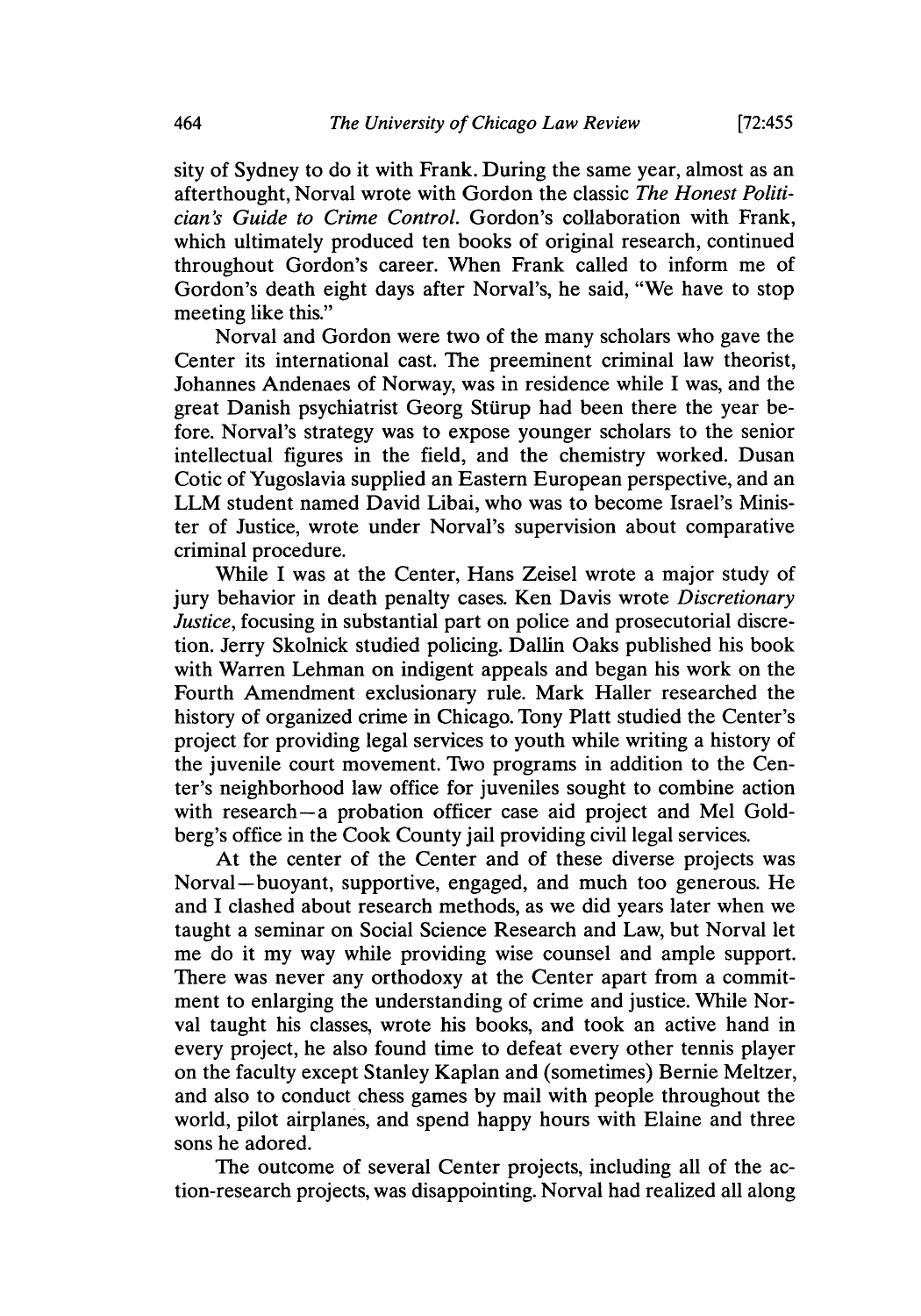sity of Sydney to do it with Frank. During the same year, almost as an afterthought, Norval wrote with Gordon the classic *The Honest Politician's Guide to Crime Control*. Gordon's collaboration with Frank, which ultimately produced ten books of original research, continued throughout Gordon's career. When Frank called to inform me of Gordon's death eight days after Norval's, he said, "We have to stop meeting like this."

Norval and Gordon were two of the many scholars who gave the Center its international cast. The preeminent criminal law theorist, Johannes Andenaes of Norway, was in residence while I was, and the great Danish psychiatrist Georg Stürup had been there the year before. Norval's strategy was to expose younger scholars to the senior intellectual figures in the field, and the chemistry worked. Dusan Cotic of Yugoslavia supplied an Eastern European perspective, and an LLM student named David Libai, who was to become Israel's Minister of Justice, wrote under Norval's supervision about comparative criminal procedure.

While I was at the Center, Hans Zeisel wrote a major study of jury behavior in death penalty cases. Ken Davis wrote *Discretionary Justice*, focusing in substantial part on police and prosecutorial discretion. Jerry Skolnick studied policing. Dallin Oaks published his book with Warren Lehman on indigent appeals and began his work on the Fourth Amendment exclusionary rule. Mark Haller researched the history of organized crime in Chicago. Tony Platt studied the Center's project for providing legal services to youth while writing a history of the juvenile court movement. Two programs in addition to the Center's neighborhood law office for juveniles sought to combine action with research—a probation officer case aid project and Mel Goldberg's office in the Cook County jail providing civil legal services.

At the center of the Center and of these diverse projects was Norval—buoyant, supportive, engaged, and much too generous. He and I clashed about research methods, as we did years later when we taught a seminar on Social Science Research and Law, but Norval let me do it my way while providing wise counsel and ample support. There was never any orthodoxy at the Center apart from a commitment to enlarging the understanding of crime and justice. While Norval taught his classes, wrote his books, and took an active hand in every project, he also found time to defeat every other tennis player on the faculty except Stanley Kaplan and (sometimes) Bernie Meltzer, and also to conduct chess games by mail with people throughout the world, pilot airplanes, and spend happy hours with Elaine and three sons he adored.

The outcome of several Center projects, including all of the action-research projects, was disappointing. Norval had realized all along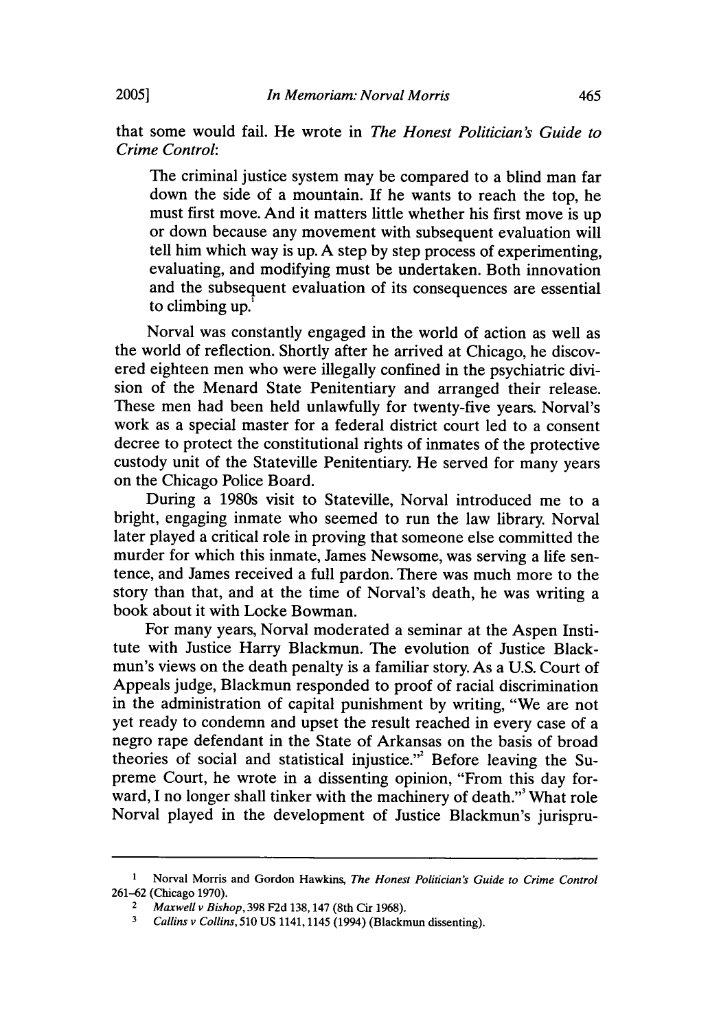that some would fail. He wrote in *The Honest Politician's Guide to Crime Control*:

> The criminal justice system may be compared to a blind man far down the side of a mountain. If he wants to reach the top, he must first move. And it matters little whether his first move is up or down because any movement with subsequent evaluation will tell him which way is up. A step by step process of experimenting, evaluating, and modifying must be undertaken. Both innovation and the subsequent evaluation of its consequences are essential to climbing up.[1]

Norval was constantly engaged in the world of action as well as the world of reflection. Shortly after he arrived at Chicago, he discovered eighteen men who were illegally confined in the psychiatric division of the Menard State Penitentiary and arranged their release. These men had been held unlawfully for twenty-five years. Norval's work as a special master for a federal district court led to a consent decree to protect the constitutional rights of inmates of the protective custody unit of the Stateville Penitentiary. He served for many years on the Chicago Police Board.

During a 1980s visit to Stateville, Norval introduced me to a bright, engaging inmate who seemed to run the law library. Norval later played a critical role in proving that someone else committed the murder for which this inmate, James Newsome, was serving a life sentence, and James received a full pardon. There was much more to the story than that, and at the time of Norval's death, he was writing a book about it with Locke Bowman.

For many years, Norval moderated a seminar at the Aspen Institute with Justice Harry Blackmun. The evolution of Justice Blackmun's views on the death penalty is a familiar story. As a U.S. Court of Appeals judge, Blackmun responded to proof of racial discrimination in the administration of capital punishment by writing, "We are not yet ready to condemn and upset the result reached in every case of a negro rape defendant in the State of Arkansas on the basis of broad theories of social and statistical injustice."[2] Before leaving the Supreme Court, he wrote in a dissenting opinion, "From this day forward, I no longer shall tinker with the machinery of death."[3] What role Norval played in the development of Justice Blackmun's jurispru-

---

[1] Norval Morris and Gordon Hawkins, *The Honest Politician's Guide to Crime Control* 261–62 (Chicago 1970).

[2] *Maxwell v Bishop*, 398 F2d 138, 147 (8th Cir 1968).

[3] *Callins v Collins*, 510 US 1141, 1145 (1994) (Blackmun dissenting).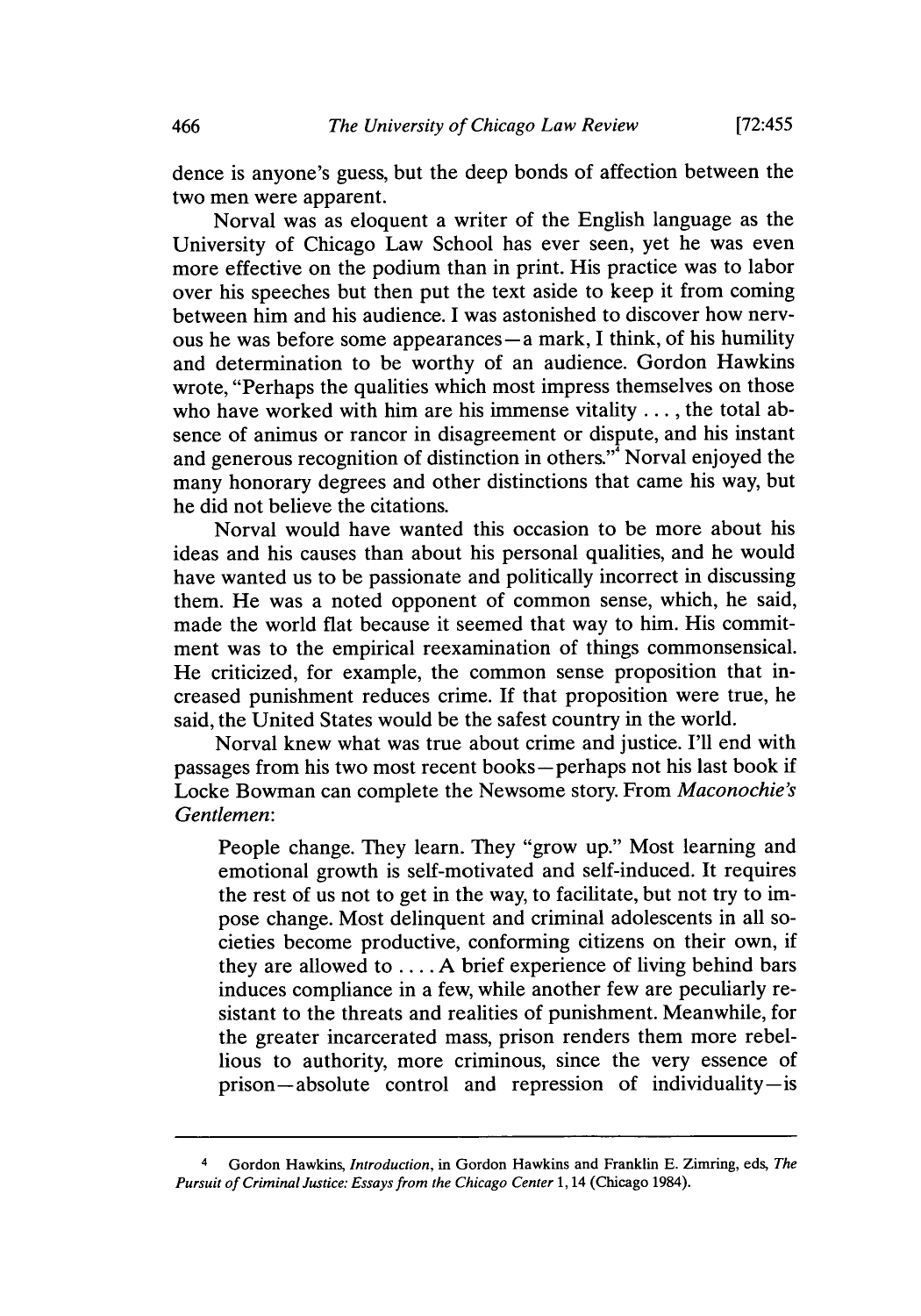dence is anyone's guess, but the deep bonds of affection between the two men were apparent.

Norval was as eloquent a writer of the English language as the University of Chicago Law School has ever seen, yet he was even more effective on the podium than in print. His practice was to labor over his speeches but then put the text aside to keep it from coming between him and his audience. I was astonished to discover how nervous he was before some appearances—a mark, I think, of his humility and determination to be worthy of an audience. Gordon Hawkins wrote, "Perhaps the qualities which most impress themselves on those who have worked with him are his immense vitality . . . , the total absence of animus or rancor in disagreement or dispute, and his instant and generous recognition of distinction in others."[4] Norval enjoyed the many honorary degrees and other distinctions that came his way, but he did not believe the citations.

Norval would have wanted this occasion to be more about his ideas and his causes than about his personal qualities, and he would have wanted us to be passionate and politically incorrect in discussing them. He was a noted opponent of common sense, which, he said, made the world flat because it seemed that way to him. His commitment was to the empirical reexamination of things commonsensical. He criticized, for example, the common sense proposition that increased punishment reduces crime. If that proposition were true, he said, the United States would be the safest country in the world.

Norval knew what was true about crime and justice. I'll end with passages from his two most recent books—perhaps not his last book if Locke Bowman can complete the Newsome story. From *Maconochie's Gentlemen*:

> People change. They learn. They "grow up." Most learning and emotional growth is self-motivated and self-induced. It requires the rest of us not to get in the way, to facilitate, but not try to impose change. Most delinquent and criminal adolescents in all societies become productive, conforming citizens on their own, if they are allowed to . . . . A brief experience of living behind bars induces compliance in a few, while another few are peculiarly resistant to the threats and realities of punishment. Meanwhile, for the greater incarcerated mass, prison renders them more rebellious to authority, more criminous, since the very essence of prison—absolute control and repression of individuality—is

---

[4] Gordon Hawkins, *Introduction*, in Gordon Hawkins and Franklin E. Zimring, eds, *The Pursuit of Criminal Justice: Essays from the Chicago Center* 1, 14 (Chicago 1984).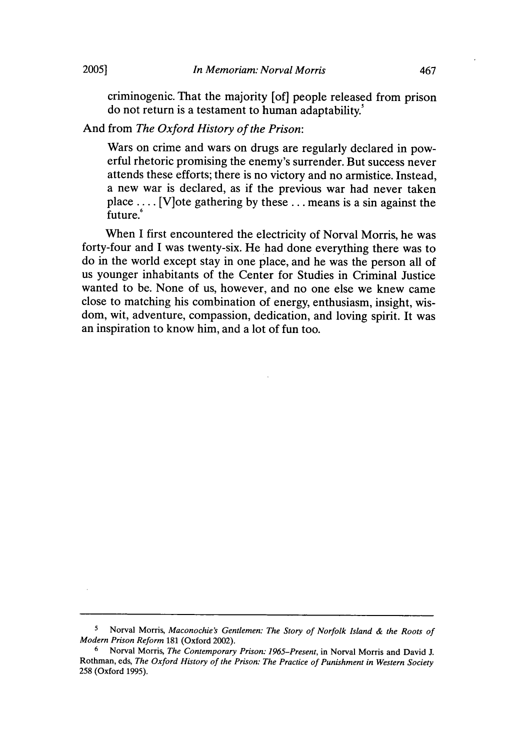> criminogenic. That the majority [of] people released from prison do not return is a testament to human adaptability.[5]

And from *The Oxford History of the Prison*:

> Wars on crime and wars on drugs are regularly declared in powerful rhetoric promising the enemy's surrender. But success never attends these efforts; there is no victory and no armistice. Instead, a new war is declared, as if the previous war had never taken place .... [V]ote gathering by these ... means is a sin against the future.[6]

When I first encountered the electricity of Norval Morris, he was forty-four and I was twenty-six. He had done everything there was to do in the world except stay in one place, and he was the person all of us younger inhabitants of the Center for Studies in Criminal Justice wanted to be. None of us, however, and no one else we knew came close to matching his combination of energy, enthusiasm, insight, wisdom, wit, adventure, compassion, dedication, and loving spirit. It was an inspiration to know him, and a lot of fun too.

---

[5] Norval Morris, *Maconochie's Gentlemen: The Story of Norfolk Island & the Roots of Modern Prison Reform* 181 (Oxford 2002).

[6] Norval Morris, *The Contemporary Prison: 1965–Present*, in Norval Morris and David J. Rothman, eds, *The Oxford History of the Prison: The Practice of Punishment in Western Society* 258 (Oxford 1995).